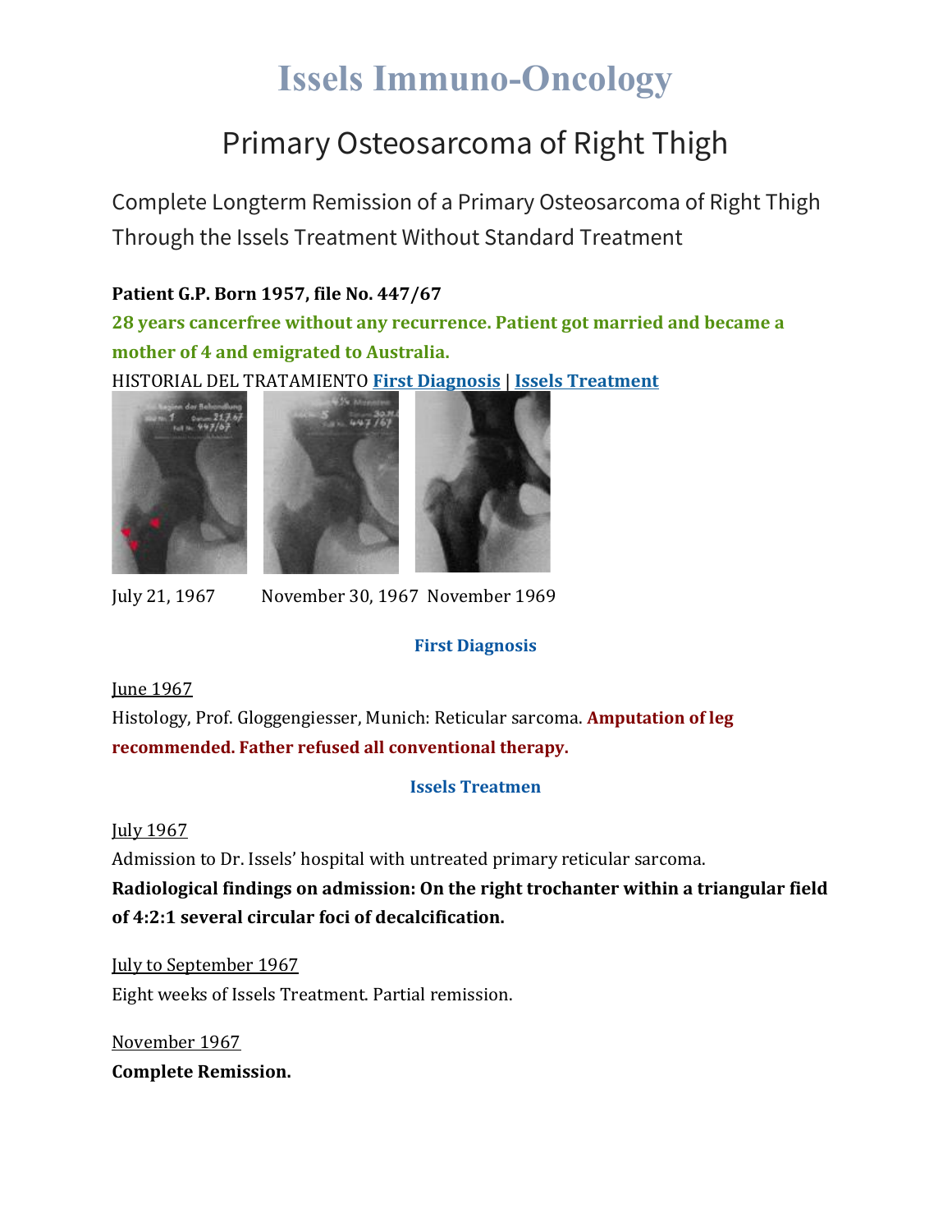# Issels Immuno-Oncology

## Primary Osteosarcoma of Right Thigh

Complete Longterm Remission of a Primary Osteosarcoma of Right Thigh Through the Issels Treatment Without Standard Treatment

**Patient G.P. Born 1957, file No. 447/67**

**28 years cancerfree without any recurrence. Patient got married and became a mother of 4 and emigrated to Australia.**

HISTORIAL DEL TRATAMIENTO **First Diagnosis** | **Issels Treatment**

July 21, 1967 November 30, 1967 November 1969

### First Diagnosis

June 1967
Histology, Prof. Gloggengiesser, Munich: Reticular sarcoma. **Amputation of leg recommended. Father refused all conventional therapy.**

### Issels Treatmen

July 1967
Admission to Dr. Issels' hospital with untreated primary reticular sarcoma.
**Radiological findings on admission: On the right trochanter within a triangular field of 4:2:1 several circular foci of decalcification.**

July to September 1967
Eight weeks of Issels Treatment. Partial remission.

November 1967
**Complete Remission.**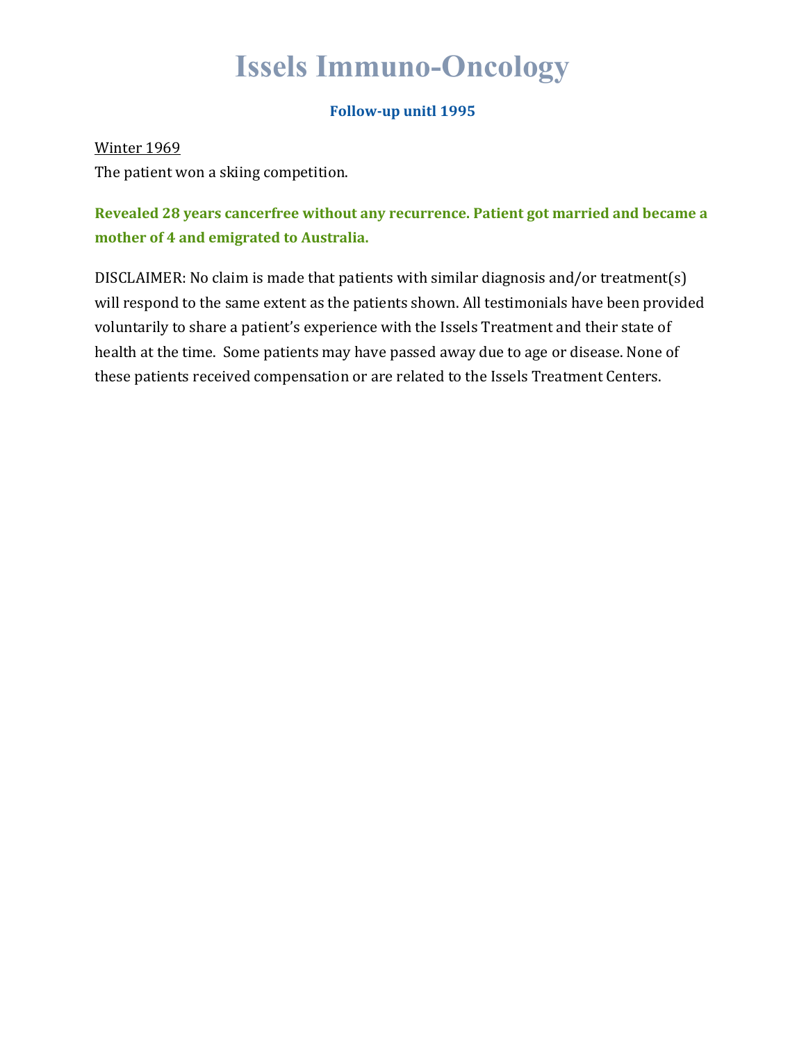# Issels Immuno-Oncology

**Follow-up unitl 1995**

Winter 1969
The patient won a skiing competition.

**Revealed 28 years cancerfree without any recurrence. Patient got married and became a mother of 4 and emigrated to Australia.**

DISCLAIMER: No claim is made that patients with similar diagnosis and/or treatment(s) will respond to the same extent as the patients shown. All testimonials have been provided voluntarily to share a patient's experience with the Issels Treatment and their state of health at the time. Some patients may have passed away due to age or disease. None of these patients received compensation or are related to the Issels Treatment Centers.